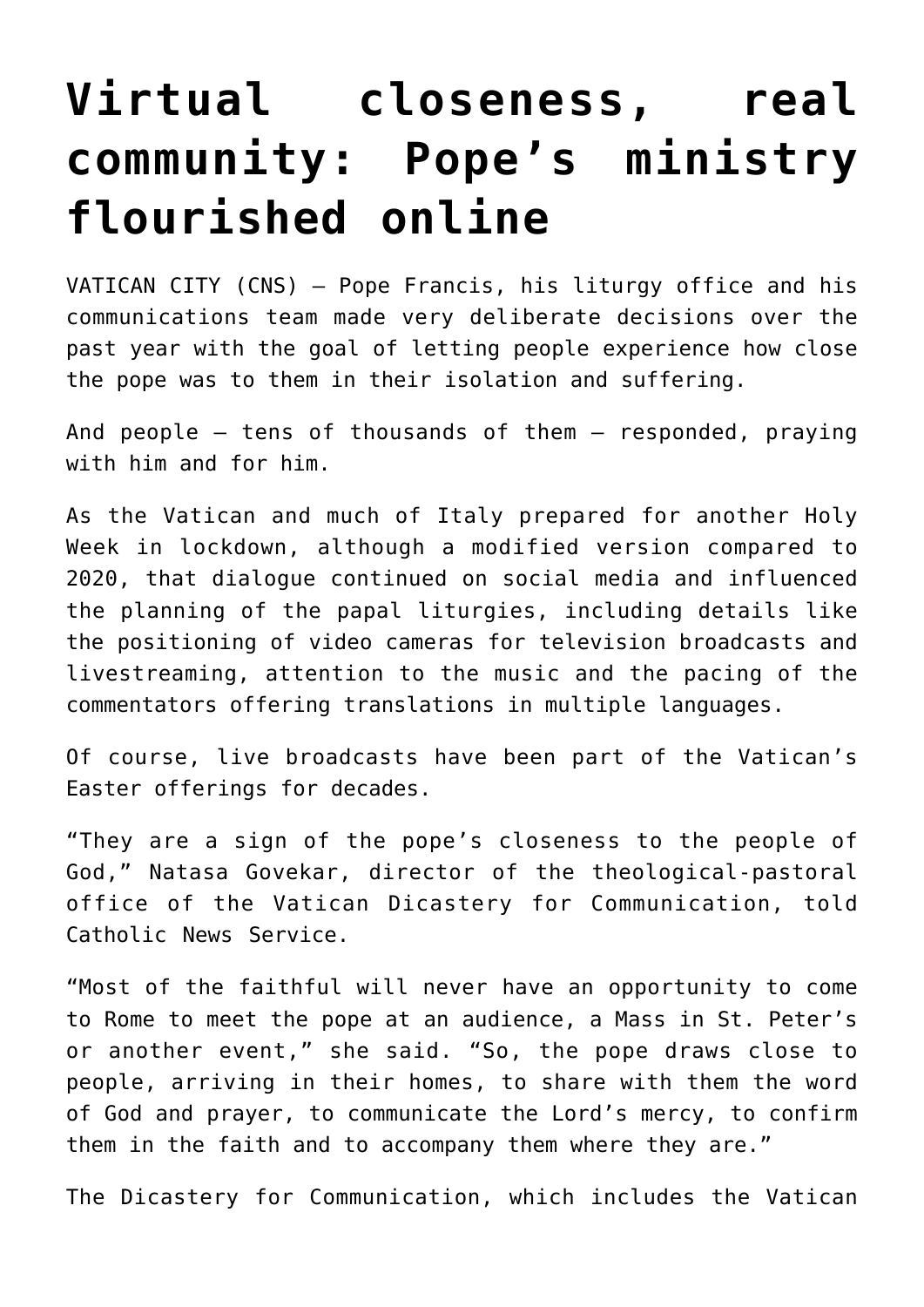# Virtual closeness, real community: Pope's ministry flourished online

VATICAN CITY (CNS) — Pope Francis, his liturgy office and his communications team made very deliberate decisions over the past year with the goal of letting people experience how close the pope was to them in their isolation and suffering.

And people — tens of thousands of them — responded, praying with him and for him.

As the Vatican and much of Italy prepared for another Holy Week in lockdown, although a modified version compared to 2020, that dialogue continued on social media and influenced the planning of the papal liturgies, including details like the positioning of video cameras for television broadcasts and livestreaming, attention to the music and the pacing of the commentators offering translations in multiple languages.

Of course, live broadcasts have been part of the Vatican's Easter offerings for decades.

"They are a sign of the pope's closeness to the people of God," Natasa Govekar, director of the theological-pastoral office of the Vatican Dicastery for Communication, told Catholic News Service.

"Most of the faithful will never have an opportunity to come to Rome to meet the pope at an audience, a Mass in St. Peter's or another event," she said. "So, the pope draws close to people, arriving in their homes, to share with them the word of God and prayer, to communicate the Lord's mercy, to confirm them in the faith and to accompany them where they are."

The Dicastery for Communication, which includes the Vatican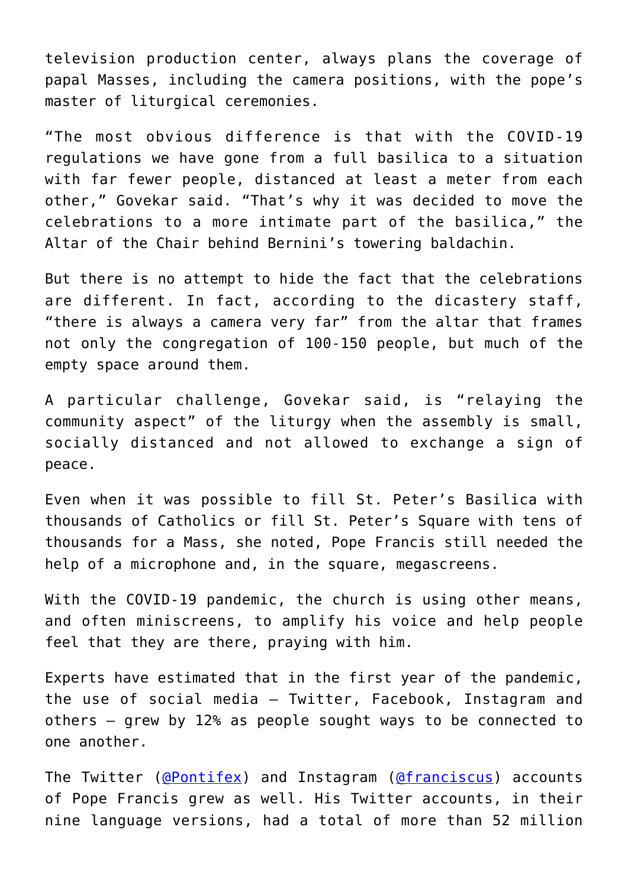television production center, always plans the coverage of papal Masses, including the camera positions, with the pope's master of liturgical ceremonies.

"The most obvious difference is that with the COVID-19 regulations we have gone from a full basilica to a situation with far fewer people, distanced at least a meter from each other," Govekar said. "That's why it was decided to move the celebrations to a more intimate part of the basilica," the Altar of the Chair behind Bernini's towering baldachin.

But there is no attempt to hide the fact that the celebrations are different. In fact, according to the dicastery staff, "there is always a camera very far" from the altar that frames not only the congregation of 100-150 people, but much of the empty space around them.

A particular challenge, Govekar said, is "relaying the community aspect" of the liturgy when the assembly is small, socially distanced and not allowed to exchange a sign of peace.

Even when it was possible to fill St. Peter's Basilica with thousands of Catholics or fill St. Peter's Square with tens of thousands for a Mass, she noted, Pope Francis still needed the help of a microphone and, in the square, megascreens.

With the COVID-19 pandemic, the church is using other means, and often miniscreens, to amplify his voice and help people feel that they are there, praying with him.

Experts have estimated that in the first year of the pandemic, the use of social media – Twitter, Facebook, Instagram and others – grew by 12% as people sought ways to be connected to one another.

The Twitter ([@Pontifex]) and Instagram ([@franciscus]) accounts of Pope Francis grew as well. His Twitter accounts, in their nine language versions, had a total of more than 52 million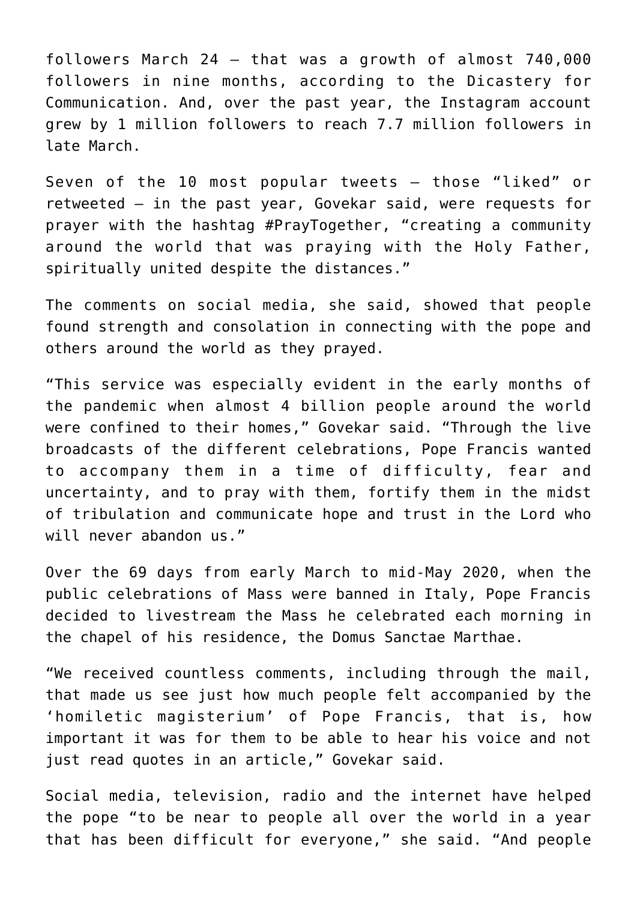followers March 24 — that was a growth of almost 740,000 followers in nine months, according to the Dicastery for Communication. And, over the past year, the Instagram account grew by 1 million followers to reach 7.7 million followers in late March.

Seven of the 10 most popular tweets — those "liked" or retweeted — in the past year, Govekar said, were requests for prayer with the hashtag #PrayTogether, "creating a community around the world that was praying with the Holy Father, spiritually united despite the distances."

The comments on social media, she said, showed that people found strength and consolation in connecting with the pope and others around the world as they prayed.

"This service was especially evident in the early months of the pandemic when almost 4 billion people around the world were confined to their homes," Govekar said. "Through the live broadcasts of the different celebrations, Pope Francis wanted to accompany them in a time of difficulty, fear and uncertainty, and to pray with them, fortify them in the midst of tribulation and communicate hope and trust in the Lord who will never abandon us."

Over the 69 days from early March to mid-May 2020, when the public celebrations of Mass were banned in Italy, Pope Francis decided to livestream the Mass he celebrated each morning in the chapel of his residence, the Domus Sanctae Marthae.

"We received countless comments, including through the mail, that made us see just how much people felt accompanied by the 'homiletic magisterium' of Pope Francis, that is, how important it was for them to be able to hear his voice and not just read quotes in an article," Govekar said.

Social media, television, radio and the internet have helped the pope "to be near to people all over the world in a year that has been difficult for everyone," she said. "And people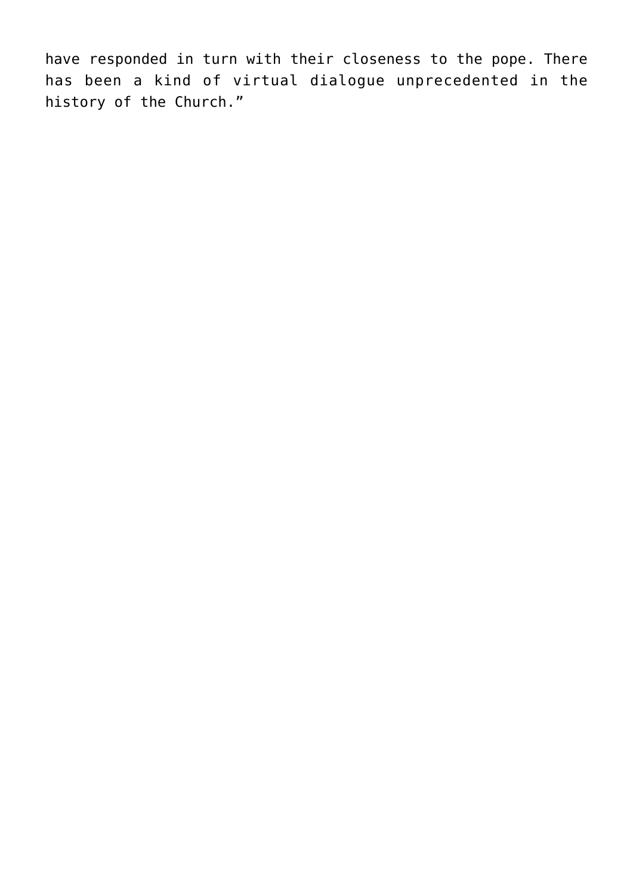have responded in turn with their closeness to the pope. There has been a kind of virtual dialogue unprecedented in the history of the Church.”